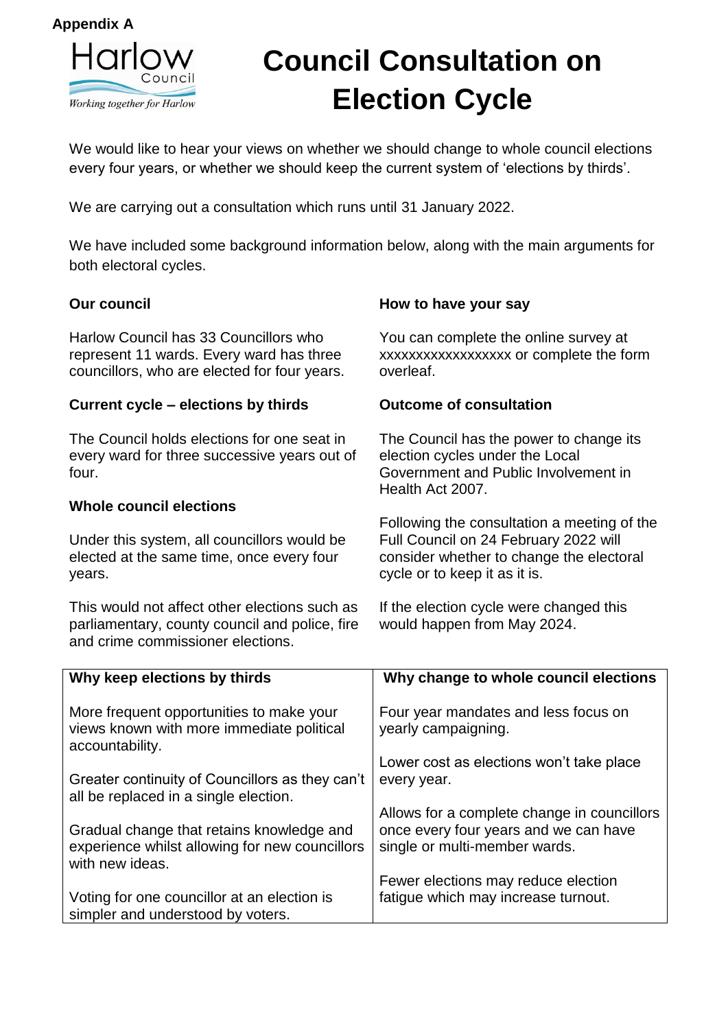**Appendix A**

Harlow Council
*Working together for Harlow*

# Council Consultation on Election Cycle

We would like to hear your views on whether we should change to whole council elections every four years, or whether we should keep the current system of 'elections by thirds'.

We are carrying out a consultation which runs until 31 January 2022.

We have included some background information below, along with the main arguments for both electoral cycles.

**Our council**

Harlow Council has 33 Councillors who represent 11 wards. Every ward has three councillors, who are elected for four years.

**Current cycle – elections by thirds**

The Council holds elections for one seat in every ward for three successive years out of four.

**Whole council elections**

Under this system, all councillors would be elected at the same time, once every four years.

This would not affect other elections such as parliamentary, county council and police, fire and crime commissioner elections.

**How to have your say**

You can complete the online survey at xxxxxxxxxxxxxxxxxx or complete the form overleaf.

**Outcome of consultation**

The Council has the power to change its election cycles under the Local Government and Public Involvement in Health Act 2007.

Following the consultation a meeting of the Full Council on 24 February 2022 will consider whether to change the electoral cycle or to keep it as it is.

If the election cycle were changed this would happen from May 2024.

| Why keep elections by thirds | Why change to whole council elections |
|---|---|
| More frequent opportunities to make your views known with more immediate political accountability. | Four year mandates and less focus on yearly campaigning. |
| Greater continuity of Councillors as they can't all be replaced in a single election. | Lower cost as elections won't take place every year. |
| Gradual change that retains knowledge and experience whilst allowing for new councillors with new ideas. | Allows for a complete change in councillors once every four years and we can have single or multi-member wards. |
| Voting for one councillor at an election is simpler and understood by voters. | Fewer elections may reduce election fatigue which may increase turnout. |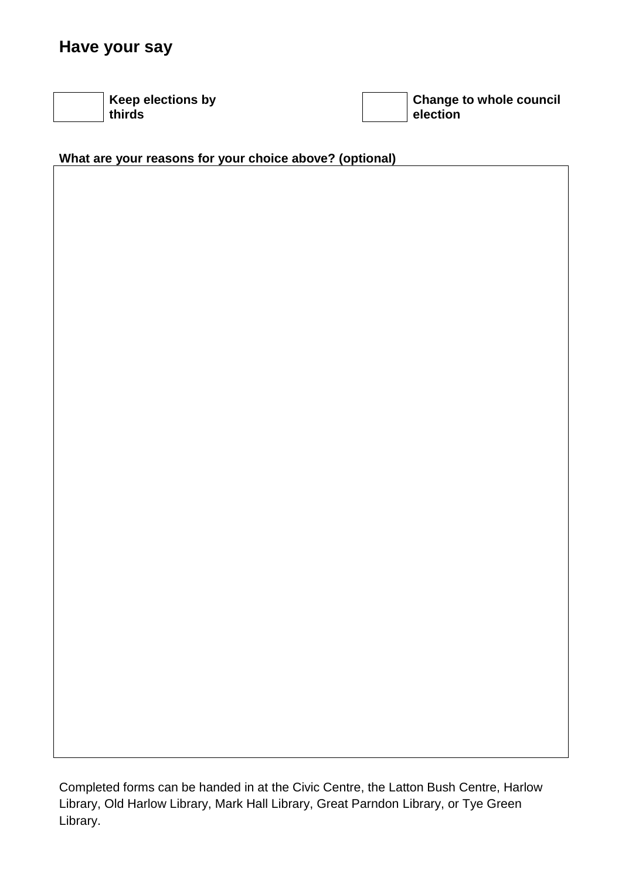## Have your say

☐ **Keep elections by thirds**

☐ **Change to whole council election**

**What are your reasons for your choice above? (optional)**

Completed forms can be handed in at the Civic Centre, the Latton Bush Centre, Harlow Library, Old Harlow Library, Mark Hall Library, Great Parndon Library, or Tye Green Library.